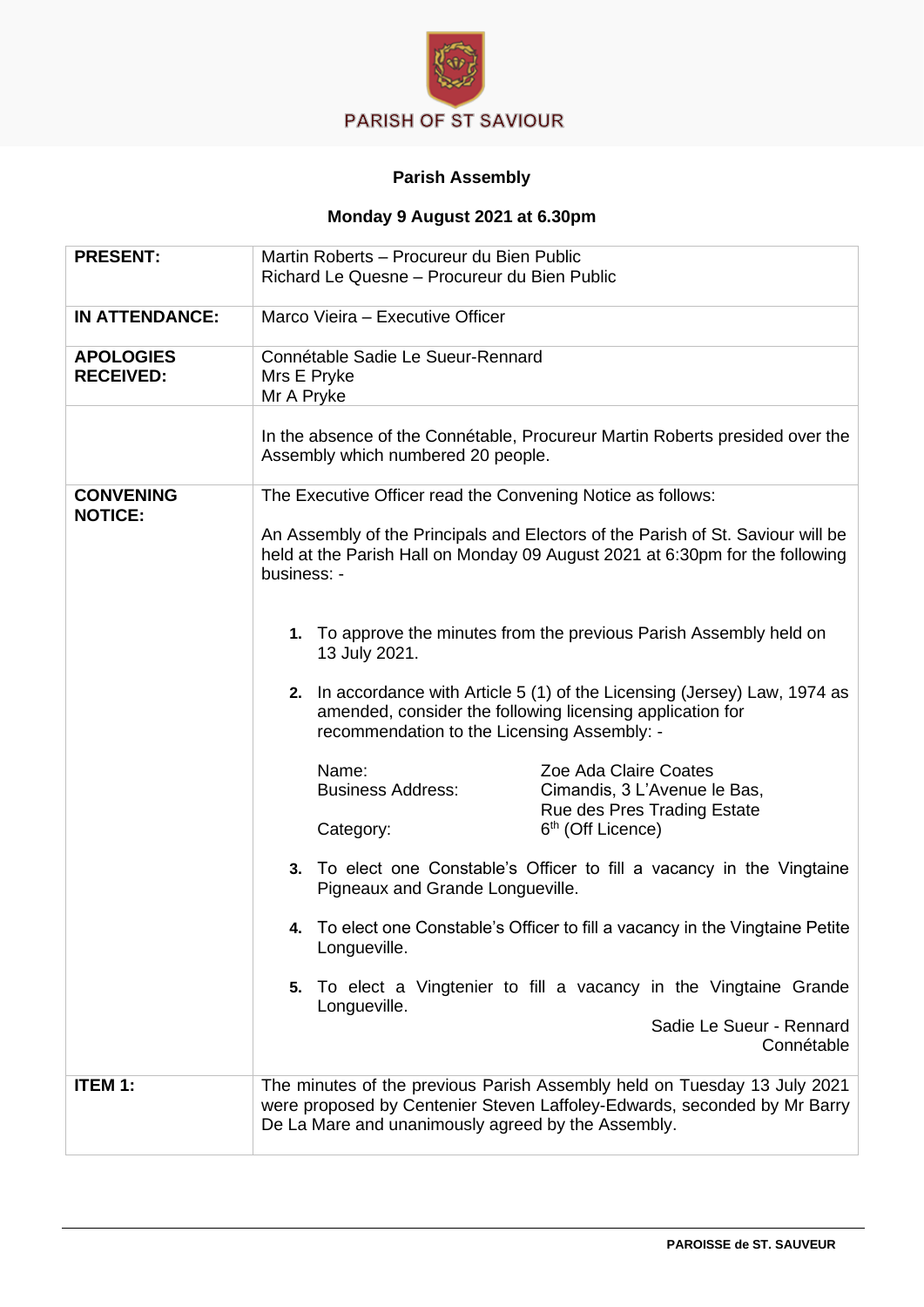PARISH OF ST SAVIOUR

# Parish Assembly

## Monday 9 August 2021 at 6.30pm

| | |
|---|---|
| **PRESENT:** | Martin Roberts – Procureur du Bien Public<br>Richard Le Quesne – Procureur du Bien Public |
| **IN ATTENDANCE:** | Marco Vieira – Executive Officer |
| **APOLOGIES RECEIVED:** | Connétable Sadie Le Sueur-Rennard<br>Mrs E Pryke<br>Mr A Pryke |
| | In the absence of the Connétable, Procureur Martin Roberts presided over the Assembly which numbered 20 people. |
| **CONVENING NOTICE:** | The Executive Officer read the Convening Notice as follows:<br><br>An Assembly of the Principals and Electors of the Parish of St. Saviour will be held at the Parish Hall on Monday 09 August 2021 at 6:30pm for the following business: -<br><br>**1.** To approve the minutes from the previous Parish Assembly held on 13 July 2021.<br><br>**2.** In accordance with Article 5 (1) of the Licensing (Jersey) Law, 1974 as amended, consider the following licensing application for recommendation to the Licensing Assembly: -<br><br>Name: Zoe Ada Claire Coates<br>Business Address: Cimandis, 3 L'Avenue le Bas, Rue des Pres Trading Estate<br>Category: 6th (Off Licence)<br><br>**3.** To elect one Constable's Officer to fill a vacancy in the Vingtaine Pigneaux and Grande Longueville.<br><br>**4.** To elect one Constable's Officer to fill a vacancy in the Vingtaine Petite Longueville.<br><br>**5.** To elect a Vingtenier to fill a vacancy in the Vingtaine Grande Longueville.<br><br>Sadie Le Sueur - Rennard<br>Connétable |
| **ITEM 1:** | The minutes of the previous Parish Assembly held on Tuesday 13 July 2021 were proposed by Centenier Steven Laffoley-Edwards, seconded by Mr Barry De La Mare and unanimously agreed by the Assembly. |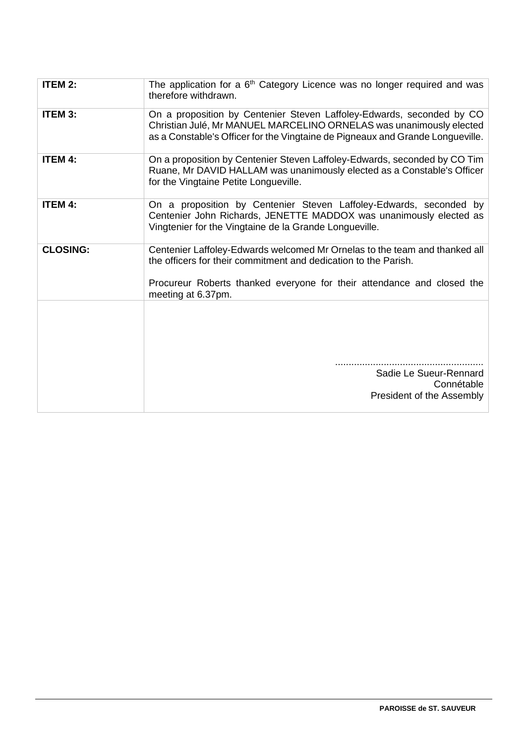| | |
|---|---|
| **ITEM 2:** | The application for a 6th Category Licence was no longer required and was therefore withdrawn. |
| **ITEM 3:** | On a proposition by Centenier Steven Laffoley-Edwards, seconded by CO Christian Julé, Mr MANUEL MARCELINO ORNELAS was unanimously elected as a Constable's Officer for the Vingtaine de Pigneaux and Grande Longueville. |
| **ITEM 4:** | On a proposition by Centenier Steven Laffoley-Edwards, seconded by CO Tim Ruane, Mr DAVID HALLAM was unanimously elected as a Constable's Officer for the Vingtaine Petite Longueville. |
| **ITEM 4:** | On a proposition by Centenier Steven Laffoley-Edwards, seconded by Centenier John Richards, JENETTE MADDOX was unanimously elected as Vingtenier for the Vingtaine de la Grande Longueville. |
| **CLOSING:** | Centenier Laffoley-Edwards welcomed Mr Ornelas to the team and thanked all the officers for their commitment and dedication to the Parish.<br><br>Procureur Roberts thanked everyone for their attendance and closed the meeting at 6.37pm. |
| | ......................................................<br>Sadie Le Sueur-Rennard<br>Connétable<br>President of the Assembly |